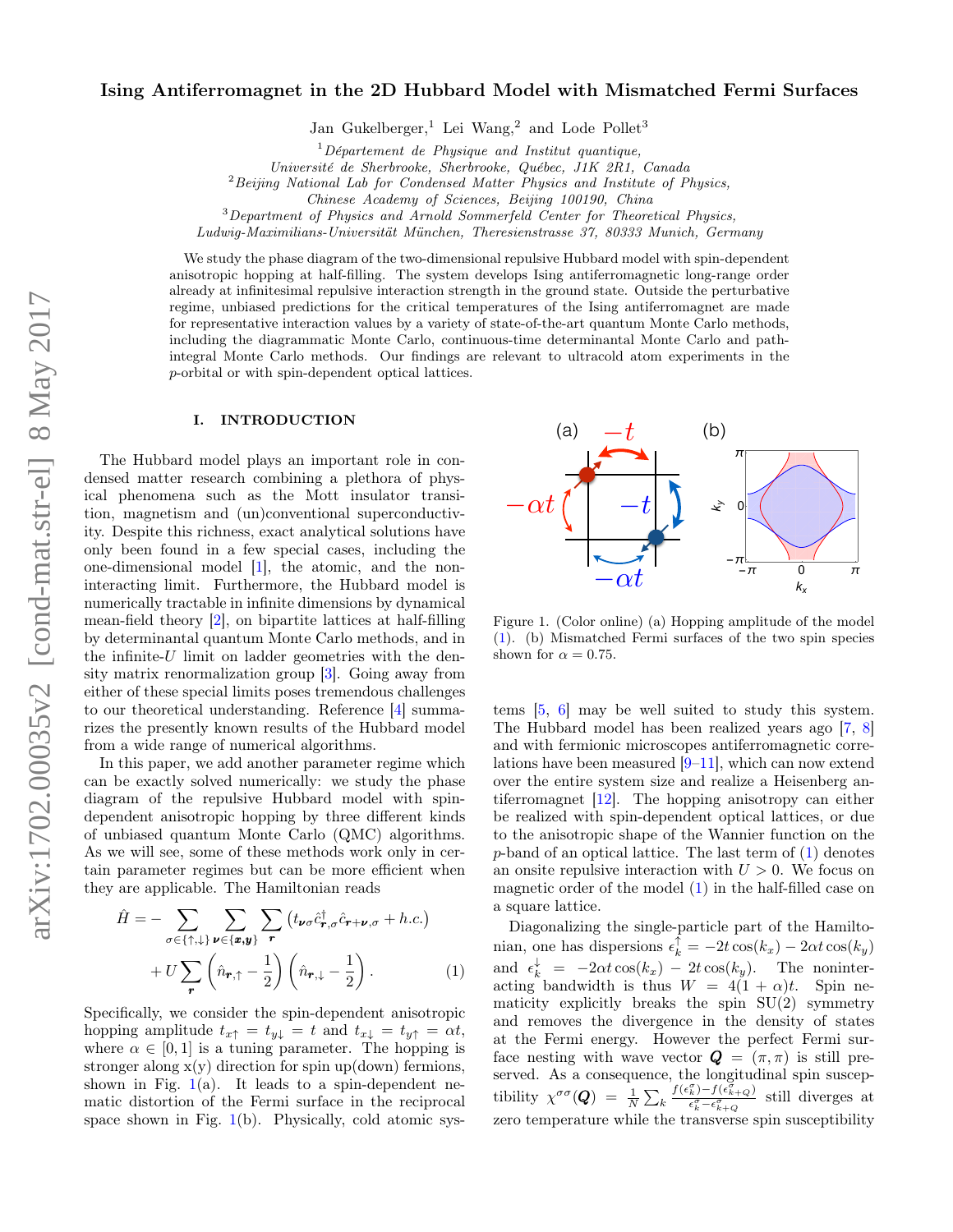# Ising Antiferromagnet in the 2D Hubbard Model with Mismatched Fermi Surfaces

Jan Gukelberger,[1] Lei Wang,[2] and Lode Pollet[3]

[1]*Département de Physique and Institut quantique, Université de Sherbrooke, Sherbrooke, Québec, J1K 2R1, Canada*
[2]*Beijing National Lab for Condensed Matter Physics and Institute of Physics, Chinese Academy of Sciences, Beijing 100190, China*
[3]*Department of Physics and Arnold Sommerfeld Center for Theoretical Physics, Ludwig-Maximilians-Universität München, Theresienstrasse 37, 80333 Munich, Germany*

We study the phase diagram of the two-dimensional repulsive Hubbard model with spin-dependent anisotropic hopping at half-filling. The system develops Ising antiferromagnetic long-range order already at infinitesimal repulsive interaction strength in the ground state. Outside the perturbative regime, unbiased predictions for the critical temperatures of the Ising antiferromagnet are made for representative interaction values by a variety of state-of-the-art quantum Monte Carlo methods, including the diagrammatic Monte Carlo, continuous-time determinantal Monte Carlo and path-integral Monte Carlo methods. Our findings are relevant to ultracold atom experiments in the $p$-orbital or with spin-dependent optical lattices.

## I. INTRODUCTION

The Hubbard model plays an important role in condensed matter research combining a plethora of physical phenomena such as the Mott insulator transition, magnetism and (un)conventional superconductivity. Despite this richness, exact analytical solutions have only been found in a few special cases, including the one-dimensional model [1], the atomic, and the non-interacting limit. Furthermore, the Hubbard model is numerically tractable in infinite dimensions by dynamical mean-field theory [2], on bipartite lattices at half-filling by determinantal quantum Monte Carlo methods, and in the infinite-$U$ limit on ladder geometries with the density matrix renormalization group [3]. Going away from either of these special limits poses tremendous challenges to our theoretical understanding. Reference [4] summarizes the presently known results of the Hubbard model from a wide range of numerical algorithms.

In this paper, we add another parameter regime which can be exactly solved numerically: we study the phase diagram of the repulsive Hubbard model with spin-dependent anisotropic hopping by three different kinds of unbiased quantum Monte Carlo (QMC) algorithms. As we will see, some of these methods work only in certain parameter regimes but can be more efficient when they are applicable. The Hamiltonian reads

$$\hat{H} = -\sum_{\sigma\in\{\uparrow,\downarrow\}} \sum_{\boldsymbol{\nu}\in\{\boldsymbol{x},\boldsymbol{y}\}} \sum_{\boldsymbol{r}} \left( t_{\boldsymbol{\nu}\sigma} \hat{c}^{\dagger}_{\boldsymbol{r},\sigma} \hat{c}_{\boldsymbol{r}+\boldsymbol{\nu},\sigma} + h.c. \right) + U \sum_{\boldsymbol{r}} \left( \hat{n}_{\boldsymbol{r},\uparrow} - \frac{1}{2} \right) \left( \hat{n}_{\boldsymbol{r},\downarrow} - \frac{1}{2} \right). \quad (1)$$

Specifically, we consider the spin-dependent anisotropic hopping amplitude $t_{x\uparrow} = t_{y\downarrow} = t$ and $t_{x\downarrow} = t_{y\uparrow} = \alpha t$, where $\alpha \in [0, 1]$ is a tuning parameter. The hopping is stronger along x(y) direction for spin up(down) fermions, shown in Fig. 1(a). It leads to a spin-dependent nematic distortion of the Fermi surface in the reciprocal space shown in Fig. 1(b). Physically, cold atomic systems [5, 6] may be well suited to study this system. The Hubbard model has been realized years ago [7, 8] and with fermionic microscopes antiferromagnetic correlations have been measured [9–11], which can now extend over the entire system size and realize a Heisenberg antiferromagnet [12]. The hopping anisotropy can either be realized with spin-dependent optical lattices, or due to the anisotropic shape of the Wannier function on the $p$-band of an optical lattice. The last term of (1) denotes an onsite repulsive interaction with $U > 0$. We focus on magnetic order of the model (1) in the half-filled case on a square lattice.

Figure 1. (Color online) (a) Hopping amplitude of the model (1). (b) Mismatched Fermi surfaces of the two spin species shown for $\alpha = 0.75$.

Diagonalizing the single-particle part of the Hamiltonian, one has dispersions $\epsilon^{\uparrow}_{k} = -2t\cos(k_x) - 2\alpha t\cos(k_y)$ and $\epsilon^{\downarrow}_{k} = -2\alpha t\cos(k_x) - 2t\cos(k_y)$. The noninteracting bandwidth is thus $W = 4(1 + \alpha)t$. Spin nematicity explicitly breaks the spin SU(2) symmetry and removes the divergence in the density of states at the Fermi energy. However the perfect Fermi surface nesting with wave vector $\boldsymbol{Q} = (\pi, \pi)$ is still preserved. As a consequence, the longitudinal spin susceptibility $\chi^{\sigma\sigma}(\boldsymbol{Q}) = \frac{1}{N}\sum_{k} \frac{f(\epsilon^{\sigma}_{k}) - f(\epsilon^{\sigma}_{k+Q})}{\epsilon^{\sigma}_{k} - \epsilon^{\sigma}_{k+Q}}$ still diverges at zero temperature while the transverse spin susceptibility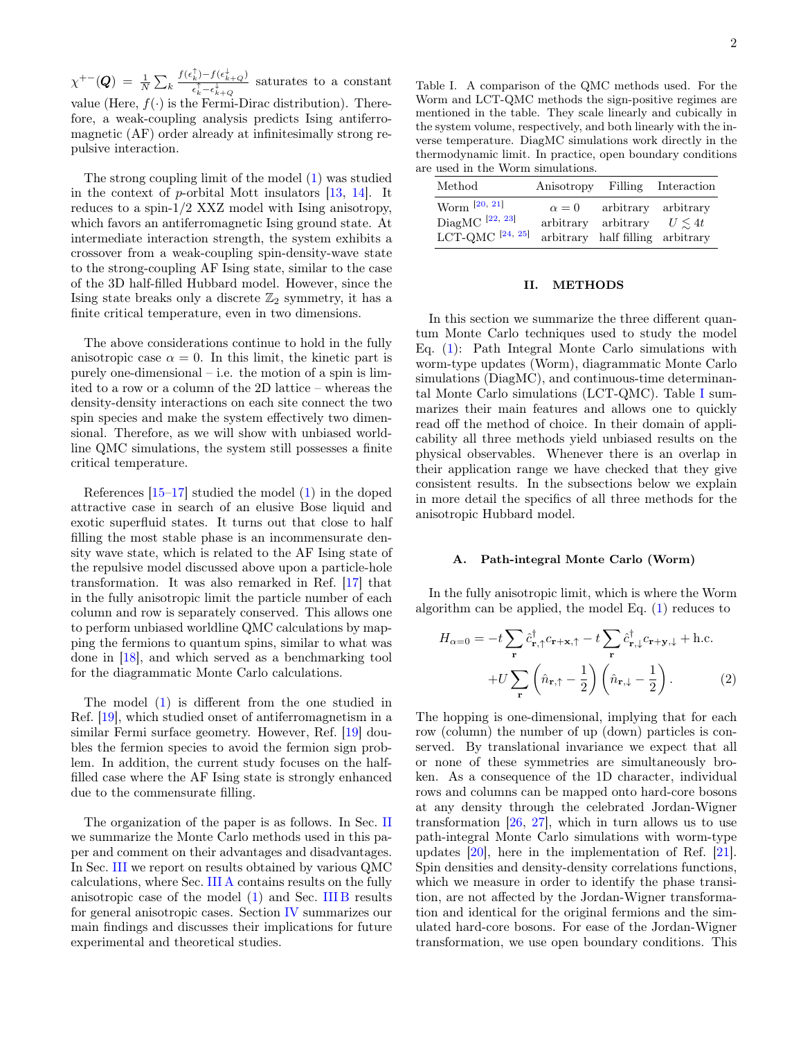$\chi^{+-}(\boldsymbol{Q}) = \frac{1}{N}\sum_k \frac{f(\epsilon_k^\uparrow)-f(\epsilon_{k+Q}^\downarrow)}{\epsilon_k^\uparrow-\epsilon_{k+Q}^\downarrow}$ saturates to a constant value (Here, $f(\cdot)$ is the Fermi-Dirac distribution). Therefore, a weak-coupling analysis predicts Ising antiferromagnetic (AF) order already at infinitesimally strong repulsive interaction.

The strong coupling limit of the model (1) was studied in the context of $p$-orbital Mott insulators [13, 14]. It reduces to a spin-1/2 XXZ model with Ising anisotropy, which favors an antiferromagnetic Ising ground state. At intermediate interaction strength, the system exhibits a crossover from a weak-coupling spin-density-wave state to the strong-coupling AF Ising state, similar to the case of the 3D half-filled Hubbard model. However, since the Ising state breaks only a discrete $\mathbb{Z}_2$ symmetry, it has a finite critical temperature, even in two dimensions.

The above considerations continue to hold in the fully anisotropic case $\alpha = 0$. In this limit, the kinetic part is purely one-dimensional – i.e. the motion of a spin is limited to a row or a column of the 2D lattice – whereas the density-density interactions on each site connect the two spin species and make the system effectively two dimensional. Therefore, as we will show with unbiased worldline QMC simulations, the system still possesses a finite critical temperature.

References [15–17] studied the model (1) in the doped attractive case in search of an elusive Bose liquid and exotic superfluid states. It turns out that close to half filling the most stable phase is an incommensurate density wave state, which is related to the AF Ising state of the repulsive model discussed above upon a particle-hole transformation. It was also remarked in Ref. [17] that in the fully anisotropic limit the particle number of each column and row is separately conserved. This allows one to perform unbiased worldline QMC calculations by mapping the fermions to quantum spins, similar to what was done in [18], and which served as a benchmarking tool for the diagrammatic Monte Carlo calculations.

The model (1) is different from the one studied in Ref. [19], which studied onset of antiferromagnetism in a similar Fermi surface geometry. However, Ref. [19] doubles the fermion species to avoid the fermion sign problem. In addition, the current study focuses on the half-filled case where the AF Ising state is strongly enhanced due to the commensurate filling.

The organization of the paper is as follows. In Sec. II we summarize the Monte Carlo methods used in this paper and comment on their advantages and disadvantages. In Sec. III we report on results obtained by various QMC calculations, where Sec. III A contains results on the fully anisotropic case of the model (1) and Sec. III B results for general anisotropic cases. Section IV summarizes our main findings and discusses their implications for future experimental and theoretical studies.

Table I. A comparison of the QMC methods used. For the Worm and LCT-QMC methods the sign-positive regimes are mentioned in the table. They scale linearly and cubically in the system volume, respectively, and both linearly with the inverse temperature. DiagMC simulations work directly in the thermodynamic limit. In practice, open boundary conditions are used in the Worm simulations.

| Method | Anisotropy | Filling | Interaction |
|---|---|---|---|
| Worm [20, 21] | $\alpha = 0$ | arbitrary | arbitrary |
| DiagMC [22, 23] | arbitrary | arbitrary | $U \lesssim 4t$ |
| LCT-QMC [24, 25] | arbitrary | half filling | arbitrary |

## II. METHODS

In this section we summarize the three different quantum Monte Carlo techniques used to study the model Eq. (1): Path Integral Monte Carlo simulations with worm-type updates (Worm), diagrammatic Monte Carlo simulations (DiagMC), and continuous-time determinantal Monte Carlo simulations (LCT-QMC). Table I summarizes their main features and allows one to quickly read off the method of choice. In their domain of applicability all three methods yield unbiased results on the physical observables. Whenever there is an overlap in their application range we have checked that they give consistent results. In the subsections below we explain in more detail the specifics of all three methods for the anisotropic Hubbard model.

### A. Path-integral Monte Carlo (Worm)

In the fully anisotropic limit, which is where the Worm algorithm can be applied, the model Eq. (1) reduces to

$$
\begin{aligned}
H_{\alpha=0} = &-t\sum_{\mathbf{r}} \hat{c}^\dagger_{\mathbf{r},\uparrow} c_{\mathbf{r}+\mathbf{x},\uparrow} - t\sum_{\mathbf{r}} \hat{c}^\dagger_{\mathbf{r},\downarrow} c_{\mathbf{r}+\mathbf{y},\downarrow} + \text{h.c.} \\
&+U\sum_{\mathbf{r}} \left(\hat{n}_{\mathbf{r},\uparrow} - \frac{1}{2}\right)\left(\hat{n}_{\mathbf{r},\downarrow} - \frac{1}{2}\right).
\end{aligned} \tag{2}
$$

The hopping is one-dimensional, implying that for each row (column) the number of up (down) particles is conserved. By translational invariance we expect that all or none of these symmetries are simultaneously broken. As a consequence of the 1D character, individual rows and columns can be mapped onto hard-core bosons at any density through the celebrated Jordan-Wigner transformation [26, 27], which in turn allows us to use path-integral Monte Carlo simulations with worm-type updates [20], here in the implementation of Ref. [21]. Spin densities and density-density correlations functions, which we measure in order to identify the phase transition, are not affected by the Jordan-Wigner transformation and identical for the original fermions and the simulated hard-core bosons. For ease of the Jordan-Wigner transformation, we use open boundary conditions. This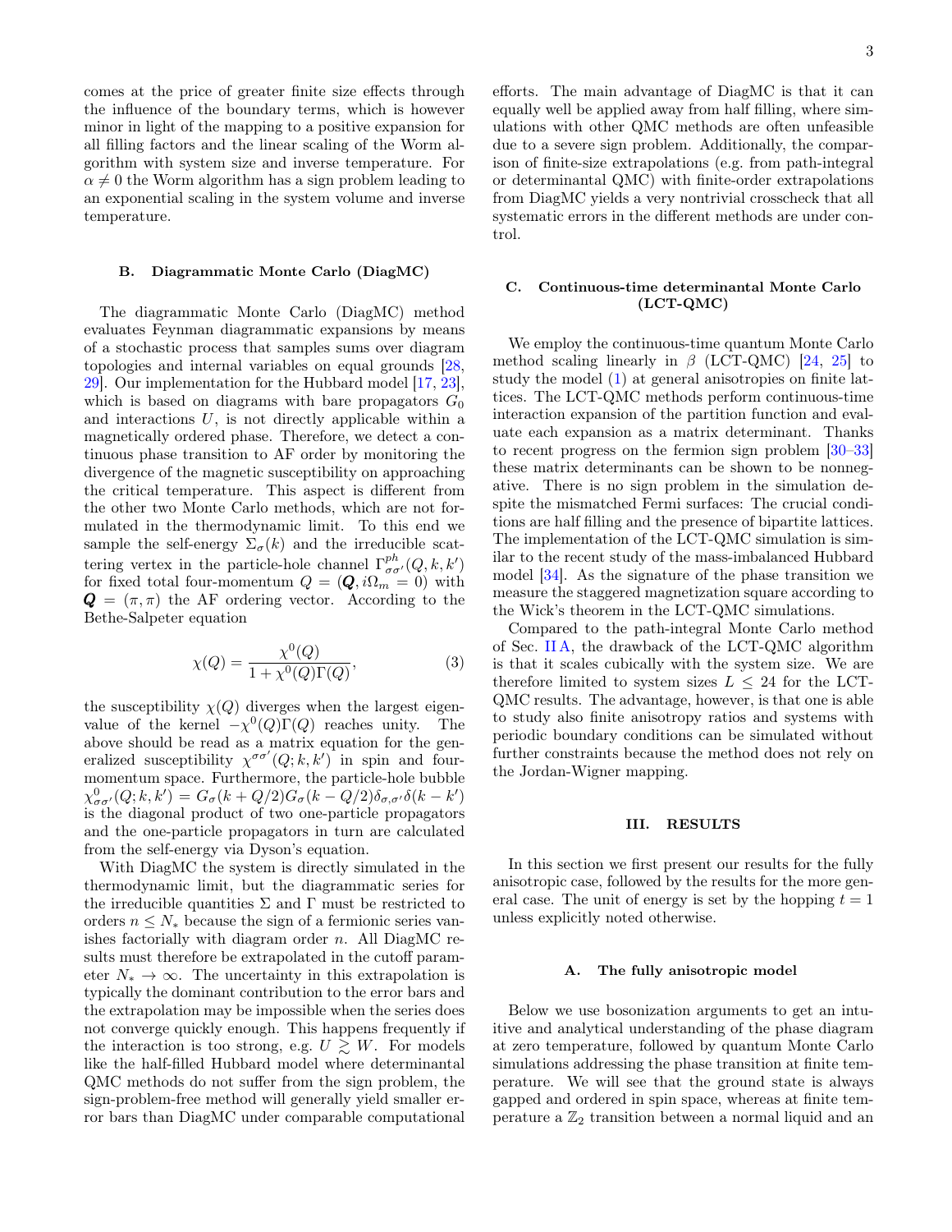comes at the price of greater finite size effects through the influence of the boundary terms, which is however minor in light of the mapping to a positive expansion for all filling factors and the linear scaling of the Worm algorithm with system size and inverse temperature. For $\alpha \neq 0$ the Worm algorithm has a sign problem leading to an exponential scaling in the system volume and inverse temperature.

### B. Diagrammatic Monte Carlo (DiagMC)

The diagrammatic Monte Carlo (DiagMC) method evaluates Feynman diagrammatic expansions by means of a stochastic process that samples sums over diagram topologies and internal variables on equal grounds [28, 29]. Our implementation for the Hubbard model [17, 23], which is based on diagrams with bare propagators $G_0$ and interactions $U$, is not directly applicable within a magnetically ordered phase. Therefore, we detect a continuous phase transition to AF order by monitoring the divergence of the magnetic susceptibility on approaching the critical temperature. This aspect is different from the other two Monte Carlo methods, which are not formulated in the thermodynamic limit. To this end we sample the self-energy $\Sigma_\sigma(k)$ and the irreducible scattering vertex in the particle-hole channel $\Gamma^{ph}_{\sigma\sigma'}(Q,k,k')$ for fixed total four-momentum $Q = (\boldsymbol{Q}, i\Omega_m = 0)$ with $\boldsymbol{Q} = (\pi,\pi)$ the AF ordering vector. According to the Bethe-Salpeter equation

$$\chi(Q) = \frac{\chi^0(Q)}{1 + \chi^0(Q)\Gamma(Q)}, \tag{3}$$

the susceptibility $\chi(Q)$ diverges when the largest eigenvalue of the kernel $-\chi^0(Q)\Gamma(Q)$ reaches unity. The above should be read as a matrix equation for the generalized susceptibility $\chi^{\sigma\sigma'}(Q;k,k')$ in spin and four-momentum space. Furthermore, the particle-hole bubble $\chi^0_{\sigma\sigma'}(Q;k,k') = G_\sigma(k+Q/2)G_\sigma(k-Q/2)\delta_{\sigma,\sigma'}\delta(k-k')$ is the diagonal product of two one-particle propagators and the one-particle propagators in turn are calculated from the self-energy via Dyson's equation.

With DiagMC the system is directly simulated in the thermodynamic limit, but the diagrammatic series for the irreducible quantities $\Sigma$ and $\Gamma$ must be restricted to orders $n \leq N_*$ because the sign of a fermionic series vanishes factorially with diagram order $n$. All DiagMC results must therefore be extrapolated in the cutoff parameter $N_* \to \infty$. The uncertainty in this extrapolation is typically the dominant contribution to the error bars and the extrapolation may be impossible when the series does not converge quickly enough. This happens frequently if the interaction is too strong, e.g. $U \gtrsim W$. For models like the half-filled Hubbard model where determinantal QMC methods do not suffer from the sign problem, the sign-problem-free method will generally yield smaller error bars than DiagMC under comparable computational efforts. The main advantage of DiagMC is that it can equally well be applied away from half filling, where simulations with other QMC methods are often unfeasible due to a severe sign problem. Additionally, the comparison of finite-size extrapolations (e.g. from path-integral or determinantal QMC) with finite-order extrapolations from DiagMC yields a very nontrivial crosscheck that all systematic errors in the different methods are under control.

### C. Continuous-time determinantal Monte Carlo (LCT-QMC)

We employ the continuous-time quantum Monte Carlo method scaling linearly in $\beta$ (LCT-QMC) [24, 25] to study the model (1) at general anisotropies on finite lattices. The LCT-QMC methods perform continuous-time interaction expansion of the partition function and evaluate each expansion as a matrix determinant. Thanks to recent progress on the fermion sign problem [30–33] these matrix determinants can be shown to be nonnegative. There is no sign problem in the simulation despite the mismatched Fermi surfaces: The crucial conditions are half filling and the presence of bipartite lattices. The implementation of the LCT-QMC simulation is similar to the recent study of the mass-imbalanced Hubbard model [34]. As the signature of the phase transition we measure the staggered magnetization square according to the Wick's theorem in the LCT-QMC simulations.

Compared to the path-integral Monte Carlo method of Sec. II A, the drawback of the LCT-QMC algorithm is that it scales cubically with the system size. We are therefore limited to system sizes $L \leq 24$ for the LCT-QMC results. The advantage, however, is that one is able to study also finite anisotropy ratios and systems with periodic boundary conditions can be simulated without further constraints because the method does not rely on the Jordan-Wigner mapping.

## III. RESULTS

In this section we first present our results for the fully anisotropic case, followed by the results for the more general case. The unit of energy is set by the hopping $t = 1$ unless explicitly noted otherwise.

### A. The fully anisotropic model

Below we use bosonization arguments to get an intuitive and analytical understanding of the phase diagram at zero temperature, followed by quantum Monte Carlo simulations addressing the phase transition at finite temperature. We will see that the ground state is always gapped and ordered in spin space, whereas at finite temperature a $\mathbb{Z}_2$ transition between a normal liquid and an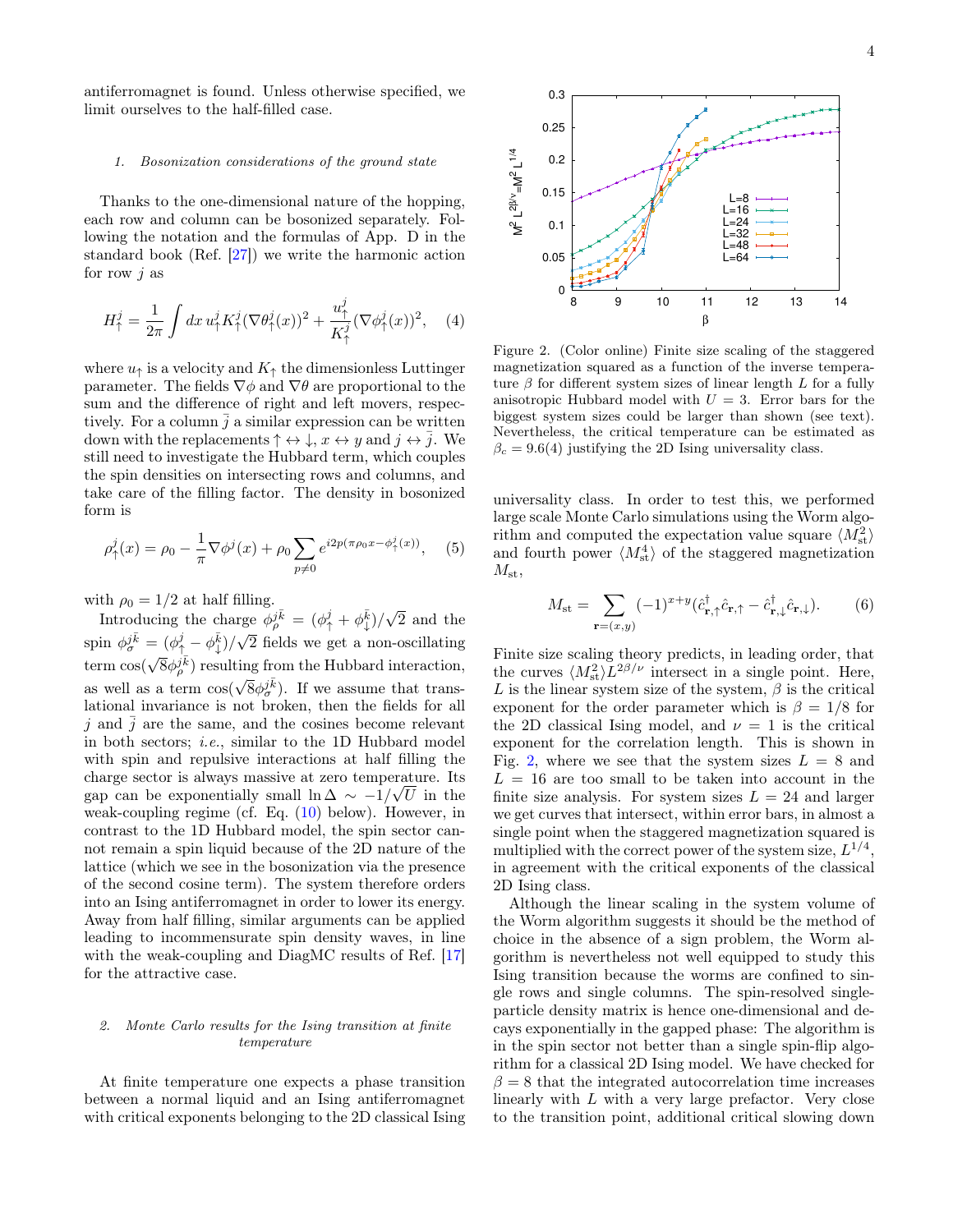antiferromagnet is found. Unless otherwise specified, we limit ourselves to the half-filled case.

#### 1. Bosonization considerations of the ground state

Thanks to the one-dimensional nature of the hopping, each row and column can be bosonized separately. Following the notation and the formulas of App. D in the standard book (Ref. [27]) we write the harmonic action for row $j$ as

$$H^j_\uparrow = \frac{1}{2\pi}\int dx\, u^j_\uparrow K^j_\uparrow (\nabla\theta^j_\uparrow(x))^2 + \frac{u^j_\uparrow}{K^j_\uparrow}(\nabla\phi^j_\uparrow(x))^2, \quad (4)$$

where $u_\uparrow$ is a velocity and $K_\uparrow$ the dimensionless Luttinger parameter. The fields $\nabla\phi$ and $\nabla\theta$ are proportional to the sum and the difference of right and left movers, respectively. For a column $\bar{j}$ a similar expression can be written down with the replacements $\uparrow \leftrightarrow \downarrow$, $x \leftrightarrow y$ and $j \leftrightarrow \bar{j}$. We still need to investigate the Hubbard term, which couples the spin densities on intersecting rows and columns, and take care of the filling factor. The density in bosonized form is

$$\rho^j_\uparrow(x) = \rho_0 - \frac{1}{\pi}\nabla\phi^j(x) + \rho_0 \sum_{p\neq 0} e^{i2p(\pi\rho_0 x - \phi^j_\uparrow(x))}, \quad (5)$$

with $\rho_0 = 1/2$ at half filling.

Introducing the charge $\phi^{j\bar{k}}_\rho = (\phi^j_\uparrow + \phi^{\bar{k}}_\downarrow)/\sqrt{2}$ and the spin $\phi^{j\bar{k}}_\sigma = (\phi^j_\uparrow - \phi^{\bar{k}}_\downarrow)/\sqrt{2}$ fields we get a non-oscillating term $\cos(\sqrt{8}\phi^{j\bar{k}}_\rho)$ resulting from the Hubbard interaction, as well as a term $\cos(\sqrt{8}\phi^{j\bar{k}}_\sigma)$. If we assume that translational invariance is not broken, then the fields for all $j$ and $\bar{j}$ are the same, and the cosines become relevant in both sectors; *i.e.*, similar to the 1D Hubbard model with spin and repulsive interactions at half filling the charge sector is always massive at zero temperature. Its gap can be exponentially small $\ln\Delta \sim -1/\sqrt{U}$ in the weak-coupling regime (cf. Eq. (10) below). However, in contrast to the 1D Hubbard model, the spin sector cannot remain a spin liquid because of the 2D nature of the lattice (which we see in the bosonization via the presence of the second cosine term). The system therefore orders into an Ising antiferromagnet in order to lower its energy. Away from half filling, similar arguments can be applied leading to incommensurate spin density waves, in line with the weak-coupling and DiagMC results of Ref. [17] for the attractive case.

#### 2. Monte Carlo results for the Ising transition at finite temperature

At finite temperature one expects a phase transition between a normal liquid and an Ising antiferromagnet with critical exponents belonging to the 2D classical Ising universality class. In order to test this, we performed large scale Monte Carlo simulations using the Worm algorithm and computed the expectation value square $\langle M^2_{\rm st}\rangle$ and fourth power $\langle M^4_{\rm st}\rangle$ of the staggered magnetization $M_{\rm st}$,

$$M_{\rm st} = \sum_{\mathbf{r}=(x,y)} (-1)^{x+y}(\hat{c}^\dagger_{\mathbf{r},\uparrow}\hat{c}_{\mathbf{r},\uparrow} - \hat{c}^\dagger_{\mathbf{r},\downarrow}\hat{c}_{\mathbf{r},\downarrow}). \quad (6)$$

Figure 2. (Color online) Finite size scaling of the staggered magnetization squared as a function of the inverse temperature $\beta$ for different system sizes of linear length $L$ for a fully anisotropic Hubbard model with $U = 3$. Error bars for the biggest system sizes could be larger than shown (see text). Nevertheless, the critical temperature can be estimated as $\beta_c = 9.6(4)$ justifying the 2D Ising universality class.

Finite size scaling theory predicts, in leading order, that the curves $\langle M^2_{\rm st}\rangle L^{2\beta/\nu}$ intersect in a single point. Here, $L$ is the linear system size of the system, $\beta$ is the critical exponent for the order parameter which is $\beta = 1/8$ for the 2D classical Ising model, and $\nu = 1$ is the critical exponent for the correlation length. This is shown in Fig. 2, where we see that the system sizes $L = 8$ and $L = 16$ are too small to be taken into account in the finite size analysis. For system sizes $L = 24$ and larger we get curves that intersect, within error bars, in almost a single point when the staggered magnetization squared is multiplied with the correct power of the system size, $L^{1/4}$, in agreement with the critical exponents of the classical 2D Ising class.

Although the linear scaling in the system volume of the Worm algorithm suggests it should be the method of choice in the absence of a sign problem, the Worm algorithm is nevertheless not well equipped to study this Ising transition because the worms are confined to single rows and single columns. The spin-resolved single-particle density matrix is hence one-dimensional and decays exponentially in the gapped phase: The algorithm is in the spin sector not better than a single spin-flip algorithm for a classical 2D Ising model. We have checked for $\beta = 8$ that the integrated autocorrelation time increases linearly with $L$ with a very large prefactor. Very close to the transition point, additional critical slowing down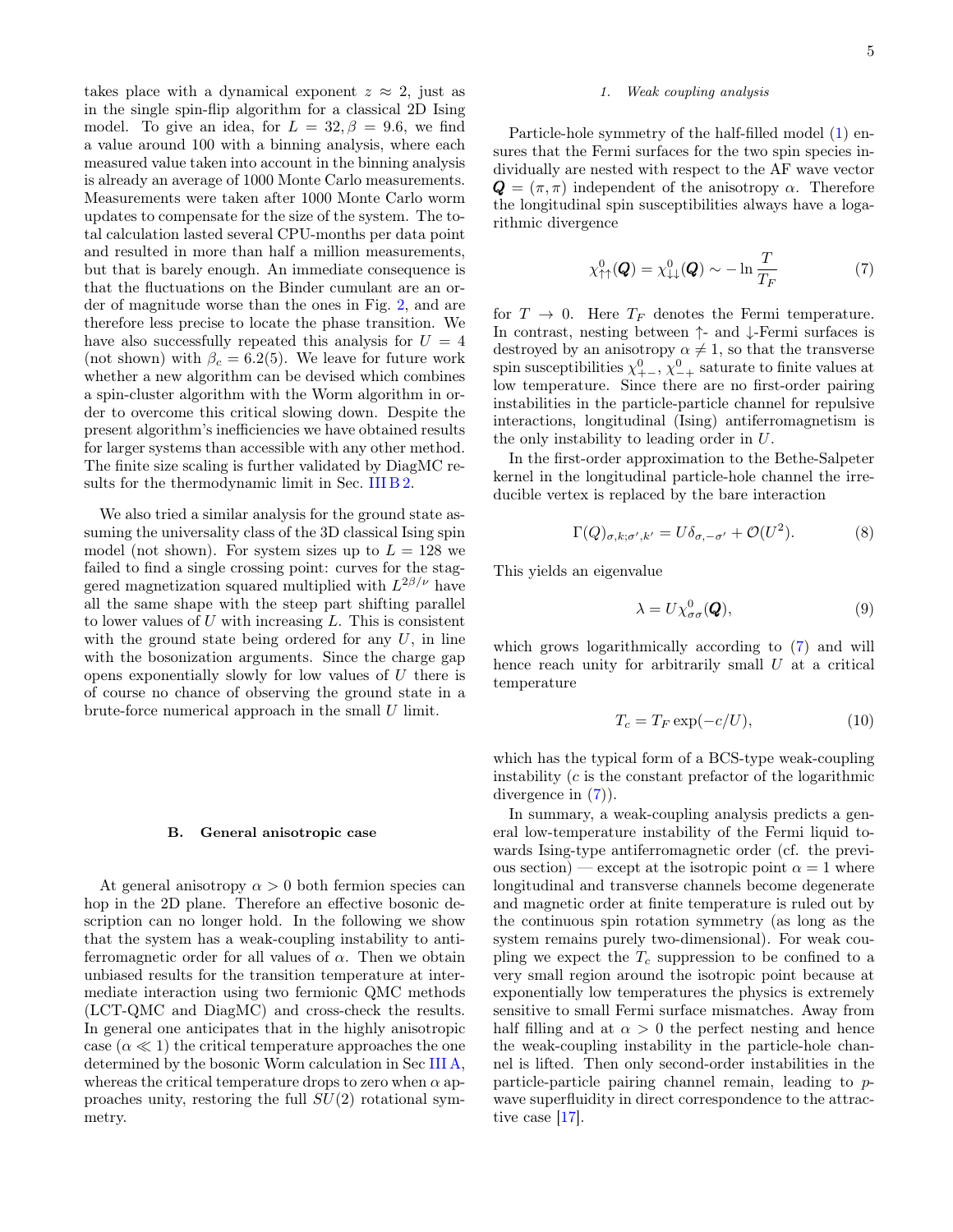takes place with a dynamical exponent $z \approx 2$, just as in the single spin-flip algorithm for a classical 2D Ising model. To give an idea, for $L = 32, \beta = 9.6$, we find a value around 100 with a binning analysis, where each measured value taken into account in the binning analysis is already an average of 1000 Monte Carlo measurements. Measurements were taken after 1000 Monte Carlo worm updates to compensate for the size of the system. The total calculation lasted several CPU-months per data point and resulted in more than half a million measurements, but that is barely enough. An immediate consequence is that the fluctuations on the Binder cumulant are an order of magnitude worse than the ones in Fig. 2, and are therefore less precise to locate the phase transition. We have also successfully repeated this analysis for $U = 4$ (not shown) with $\beta_c = 6.2(5)$. We leave for future work whether a new algorithm can be devised which combines a spin-cluster algorithm with the Worm algorithm in order to overcome this critical slowing down. Despite the present algorithm's inefficiencies we have obtained results for larger systems than accessible with any other method. The finite size scaling is further validated by DiagMC results for the thermodynamic limit in Sec. III B 2.

We also tried a similar analysis for the ground state assuming the universality class of the 3D classical Ising spin model (not shown). For system sizes up to $L = 128$ we failed to find a single crossing point: curves for the staggered magnetization squared multiplied with $L^{2\beta/\nu}$ have all the same shape with the steep part shifting parallel to lower values of $U$ with increasing $L$. This is consistent with the ground state being ordered for any $U$, in line with the bosonization arguments. Since the charge gap opens exponentially slowly for low values of $U$ there is of course no chance of observing the ground state in a brute-force numerical approach in the small $U$ limit.

## B. General anisotropic case

At general anisotropy $\alpha > 0$ both fermion species can hop in the 2D plane. Therefore an effective bosonic description can no longer hold. In the following we show that the system has a weak-coupling instability to antiferromagnetic order for all values of $\alpha$. Then we obtain unbiased results for the transition temperature at intermediate interaction using two fermionic QMC methods (LCT-QMC and DiagMC) and cross-check the results. In general one anticipates that in the highly anisotropic case ($\alpha \ll 1$) the critical temperature approaches the one determined by the bosonic Worm calculation in Sec III A, whereas the critical temperature drops to zero when $\alpha$ approaches unity, restoring the full $SU(2)$ rotational symmetry.

### 1. Weak coupling analysis

Particle-hole symmetry of the half-filled model (1) ensures that the Fermi surfaces for the two spin species individually are nested with respect to the AF wave vector $\boldsymbol{Q} = (\pi, \pi)$ independent of the anisotropy $\alpha$. Therefore the longitudinal spin susceptibilities always have a logarithmic divergence

$$\chi^0_{\uparrow\uparrow}(\boldsymbol{Q}) = \chi^0_{\downarrow\downarrow}(\boldsymbol{Q}) \sim -\ln \frac{T}{T_F} \tag{7}$$

for $T \to 0$. Here $T_F$ denotes the Fermi temperature. In contrast, nesting between $\uparrow$- and $\downarrow$-Fermi surfaces is destroyed by an anisotropy $\alpha \neq 1$, so that the transverse spin susceptibilities $\chi^0_{+-}$, $\chi^0_{-+}$ saturate to finite values at low temperature. Since there are no first-order pairing instabilities in the particle-particle channel for repulsive interactions, longitudinal (Ising) antiferromagnetism is the only instability to leading order in $U$.

In the first-order approximation to the Bethe-Salpeter kernel in the longitudinal particle-hole channel the irreducible vertex is replaced by the bare interaction

$$\Gamma(Q)_{\sigma,k;\sigma',k'} = U\delta_{\sigma,-\sigma'} + \mathcal{O}(U^2). \tag{8}$$

This yields an eigenvalue

$$\lambda = U\chi^0_{\sigma\sigma}(\boldsymbol{Q}), \tag{9}$$

which grows logarithmically according to (7) and will hence reach unity for arbitrarily small $U$ at a critical temperature

$$T_c = T_F \exp(-c/U), \tag{10}$$

which has the typical form of a BCS-type weak-coupling instability ($c$ is the constant prefactor of the logarithmic divergence in (7)).

In summary, a weak-coupling analysis predicts a general low-temperature instability of the Fermi liquid towards Ising-type antiferromagnetic order (cf. the previous section) — except at the isotropic point $\alpha = 1$ where longitudinal and transverse channels become degenerate and magnetic order at finite temperature is ruled out by the continuous spin rotation symmetry (as long as the system remains purely two-dimensional). For weak coupling we expect the $T_c$ suppression to be confined to a very small region around the isotropic point because at exponentially low temperatures the physics is extremely sensitive to small Fermi surface mismatches. Away from half filling and at $\alpha > 0$ the perfect nesting and hence the weak-coupling instability in the particle-hole channel is lifted. Then only second-order instabilities in the particle-particle pairing channel remain, leading to $p$-wave superfluidity in direct correspondence to the attractive case [17].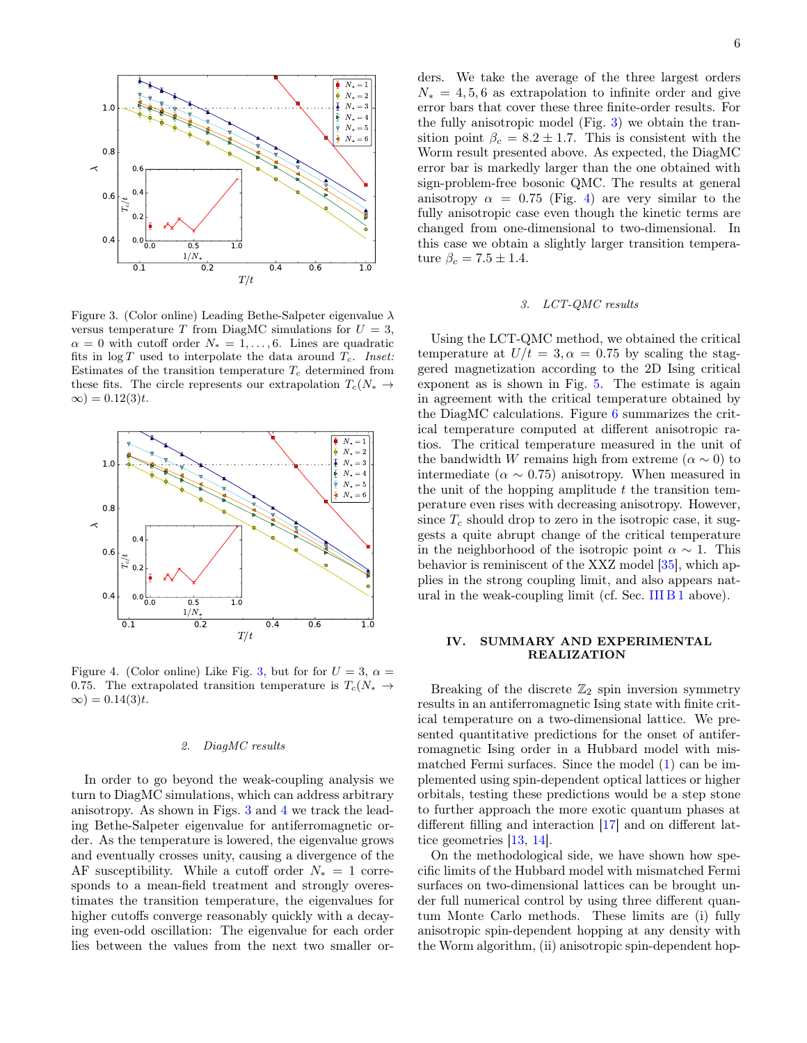Figure 3. (Color online) Leading Bethe-Salpeter eigenvalue $\lambda$ versus temperature $T$ from DiagMC simulations for $U = 3$, $\alpha = 0$ with cutoff order $N_* = 1, \ldots, 6$. Lines are quadratic fits in $\log T$ used to interpolate the data around $T_c$. *Inset:* Estimates of the transition temperature $T_c$ determined from these fits. The circle represents our extrapolation $T_c(N_* \to \infty) = 0.12(3)t$.

Figure 4. (Color online) Like Fig. 3, but for for $U = 3$, $\alpha = 0.75$. The extrapolated transition temperature is $T_c(N_* \to \infty) = 0.14(3)t$.

#### 2. DiagMC results

In order to go beyond the weak-coupling analysis we turn to DiagMC simulations, which can address arbitrary anisotropy. As shown in Figs. 3 and 4 we track the leading Bethe-Salpeter eigenvalue for antiferromagnetic order. As the temperature is lowered, the eigenvalue grows and eventually crosses unity, causing a divergence of the AF susceptibility. While a cutoff order $N_* = 1$ corresponds to a mean-field treatment and strongly overestimates the transition temperature, the eigenvalues for higher cutoffs converge reasonably quickly with a decaying even-odd oscillation: The eigenvalue for each order lies between the values from the next two smaller orders. We take the average of the three largest orders $N_* = 4, 5, 6$ as extrapolation to infinite order and give error bars that cover these three finite-order results. For the fully anisotropic model (Fig. 3) we obtain the transition point $\beta_c = 8.2 \pm 1.7$. This is consistent with the Worm result presented above. As expected, the DiagMC error bar is markedly larger than the one obtained with sign-problem-free bosonic QMC. The results at general anisotropy $\alpha = 0.75$ (Fig. 4) are very similar to the fully anisotropic case even though the kinetic terms are changed from one-dimensional to two-dimensional. In this case we obtain a slightly larger transition temperature $\beta_c = 7.5 \pm 1.4$.

#### 3. LCT-QMC results

Using the LCT-QMC method, we obtained the critical temperature at $U/t = 3, \alpha = 0.75$ by scaling the staggered magnetization according to the 2D Ising critical exponent as is shown in Fig. 5. The estimate is again in agreement with the critical temperature obtained by the DiagMC calculations. Figure 6 summarizes the critical temperature computed at different anisotropic ratios. The critical temperature measured in the unit of the bandwidth $W$ remains high from extreme ($\alpha \sim 0$) to intermediate ($\alpha \sim 0.75$) anisotropy. When measured in the unit of the hopping amplitude $t$ the transition temperature even rises with decreasing anisotropy. However, since $T_c$ should drop to zero in the isotropic case, it suggests a quite abrupt change of the critical temperature in the neighborhood of the isotropic point $\alpha \sim 1$. This behavior is reminiscent of the XXZ model [35], which applies in the strong coupling limit, and also appears natural in the weak-coupling limit (cf. Sec. III B 1 above).

## IV. SUMMARY AND EXPERIMENTAL REALIZATION

Breaking of the discrete $\mathbb{Z}_2$ spin inversion symmetry results in an antiferromagnetic Ising state with finite critical temperature on a two-dimensional lattice. We presented quantitative predictions for the onset of antiferromagnetic Ising order in a Hubbard model with mismatched Fermi surfaces. Since the model (1) can be implemented using spin-dependent optical lattices or higher orbitals, testing these predictions would be a step stone to further approach the more exotic quantum phases at different filling and interaction [17] and on different lattice geometries [13, 14].

On the methodological side, we have shown how specific limits of the Hubbard model with mismatched Fermi surfaces on two-dimensional lattices can be brought under full numerical control by using three different quantum Monte Carlo methods. These limits are (i) fully anisotropic spin-dependent hopping at any density with the Worm algorithm, (ii) anisotropic spin-dependent hop-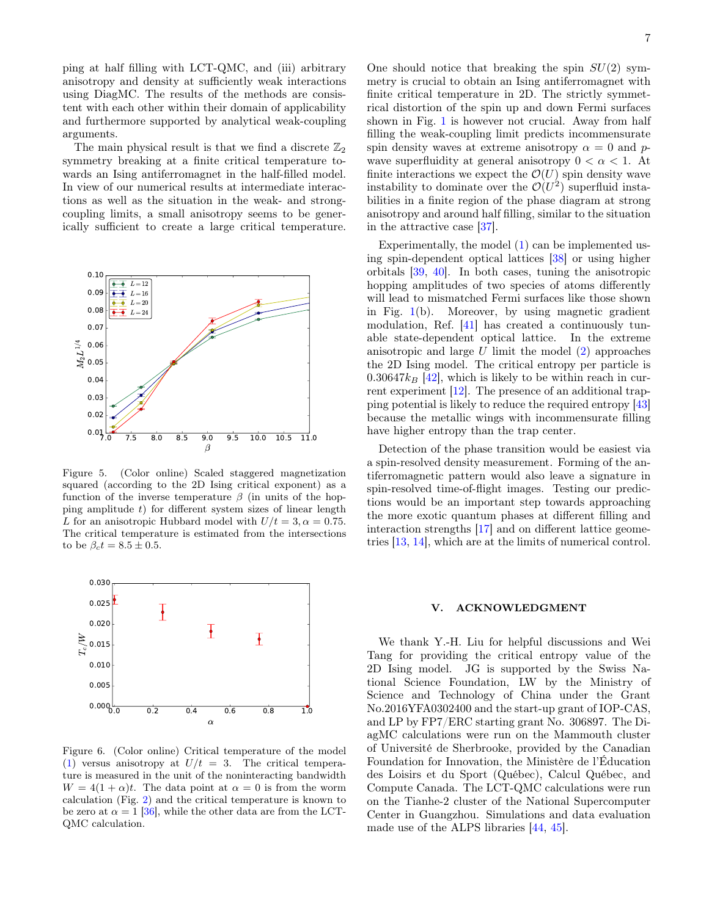ping at half filling with LCT-QMC, and (iii) arbitrary anisotropy and density at sufficiently weak interactions using DiagMC. The results of the methods are consistent with each other within their domain of applicability and furthermore supported by analytical weak-coupling arguments.

The main physical result is that we find a discrete $\mathbb{Z}_2$ symmetry breaking at a finite critical temperature towards an Ising antiferromagnet in the half-filled model. In view of our numerical results at intermediate interactions as well as the situation in the weak- and strong-coupling limits, a small anisotropy seems to be generically sufficient to create a large critical temperature.

Figure 5. (Color online) Scaled staggered magnetization squared (according to the 2D Ising critical exponent) as a function of the inverse temperature $\beta$ (in units of the hopping amplitude $t$) for different system sizes of linear length $L$ for an anisotropic Hubbard model with $U/t = 3, \alpha = 0.75$. The critical temperature is estimated from the intersections to be $\beta_c t = 8.5 \pm 0.5$.

Figure 6. (Color online) Critical temperature of the model (1) versus anisotropy at $U/t = 3$. The critical temperature is measured in the unit of the noninteracting bandwidth $W = 4(1+\alpha)t$. The data point at $\alpha = 0$ is from the worm calculation (Fig. 2) and the critical temperature is known to be zero at $\alpha = 1$ [36], while the other data are from the LCT-QMC calculation.

One should notice that breaking the spin $SU(2)$ symmetry is crucial to obtain an Ising antiferromagnet with finite critical temperature in 2D. The strictly symmetrical distortion of the spin up and down Fermi surfaces shown in Fig. 1 is however not crucial. Away from half filling the weak-coupling limit predicts incommensurate spin density waves at extreme anisotropy $\alpha = 0$ and $p$-wave superfluidity at general anisotropy $0 < \alpha < 1$. At finite interactions we expect the $\mathcal{O}(U)$ spin density wave instability to dominate over the $\mathcal{O}(U^2)$ superfluid instabilities in a finite region of the phase diagram at strong anisotropy and around half filling, similar to the situation in the attractive case [37].

Experimentally, the model (1) can be implemented using spin-dependent optical lattices [38] or using higher orbitals [39, 40]. In both cases, tuning the anisotropic hopping amplitudes of two species of atoms differently will lead to mismatched Fermi surfaces like those shown in Fig. 1(b). Moreover, by using magnetic gradient modulation, Ref. [41] has created a continuously tunable state-dependent optical lattice. In the extreme anisotropic and large $U$ limit the model (2) approaches the 2D Ising model. The critical entropy per particle is $0.30647 k_B$ [42], which is likely to be within reach in current experiment [12]. The presence of an additional trapping potential is likely to reduce the required entropy [43] because the metallic wings with incommensurate filling have higher entropy than the trap center.

Detection of the phase transition would be easiest via a spin-resolved density measurement. Forming of the antiferromagnetic pattern would also leave a signature in spin-resolved time-of-flight images. Testing our predictions would be an important step towards approaching the more exotic quantum phases at different filling and interaction strengths [17] and on different lattice geometries [13, 14], which are at the limits of numerical control.

## V. ACKNOWLEDGMENT

We thank Y.-H. Liu for helpful discussions and Wei Tang for providing the critical entropy value of the 2D Ising model. JG is supported by the Swiss National Science Foundation, LW by the Ministry of Science and Technology of China under the Grant No.2016YFA0302400 and the start-up grant of IOP-CAS, and LP by FP7/ERC starting grant No. 306897. The DiagMC calculations were run on the Mammouth cluster of Université de Sherbrooke, provided by the Canadian Foundation for Innovation, the Ministère de l'Éducation des Loisirs et du Sport (Québec), Calcul Québec, and Compute Canada. The LCT-QMC calculations were run on the Tianhe-2 cluster of the National Supercomputer Center in Guangzhou. Simulations and data evaluation made use of the ALPS libraries [44, 45].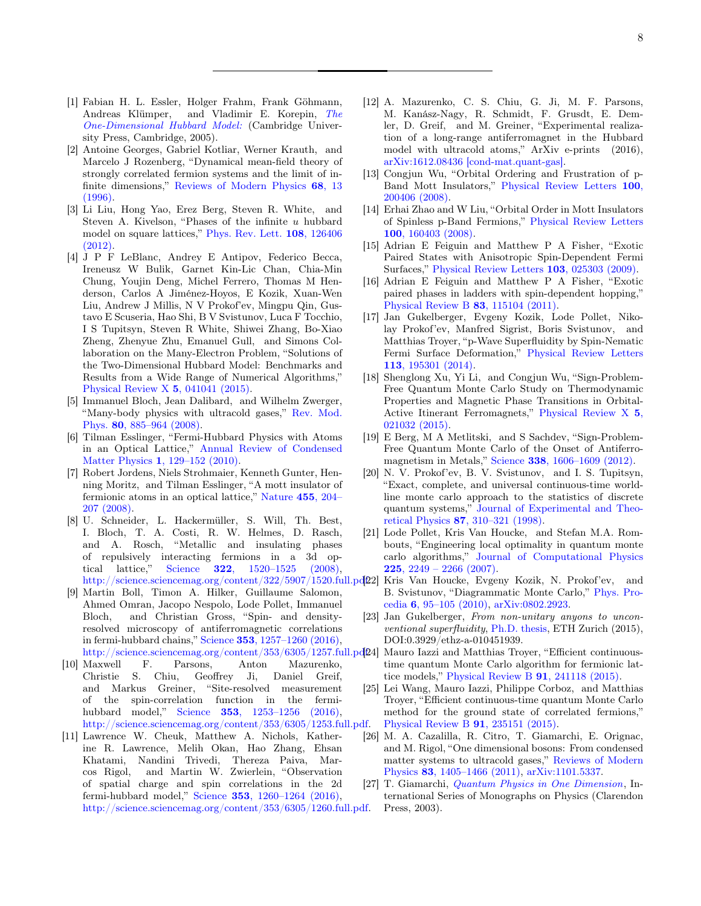[1] Fabian H. L. Essler, Holger Frahm, Frank Göhmann, Andreas Klümper, and Vladimir E. Korepin, *The One-Dimensional Hubbard Model:* (Cambridge University Press, Cambridge, 2005).

[2] Antoine Georges, Gabriel Kotliar, Werner Krauth, and Marcelo J Rozenberg, "Dynamical mean-field theory of strongly correlated fermion systems and the limit of infinite dimensions," Reviews of Modern Physics **68**, 13 (1996).

[3] Li Liu, Hong Yao, Erez Berg, Steven R. White, and Steven A. Kivelson, "Phases of the infinite $u$ hubbard model on square lattices," Phys. Rev. Lett. **108**, 126406 (2012).

[4] J P F LeBlanc, Andrey E Antipov, Federico Becca, Ireneusz W Bulik, Garnet Kin-Lic Chan, Chia-Min Chung, Youjin Deng, Michel Ferrero, Thomas M Henderson, Carlos A Jiménez-Hoyos, E Kozik, Xuan-Wen Liu, Andrew J Millis, N V Prokof'ev, Mingpu Qin, Gustavo E Scuseria, Hao Shi, B V Svistunov, Luca F Tocchio, I S Tupitsyn, Steven R White, Shiwei Zhang, Bo-Xiao Zheng, Zhenyue Zhu, Emanuel Gull, and Simons Collaboration on the Many-Electron Problem, "Solutions of the Two-Dimensional Hubbard Model: Benchmarks and Results from a Wide Range of Numerical Algorithms," Physical Review X **5**, 041041 (2015).

[5] Immanuel Bloch, Jean Dalibard, and Wilhelm Zwerger, "Many-body physics with ultracold gases," Rev. Mod. Phys. **80**, 885–964 (2008).

[6] Tilman Esslinger, "Fermi-Hubbard Physics with Atoms in an Optical Lattice," Annual Review of Condensed Matter Physics **1**, 129–152 (2010).

[7] Robert Jordens, Niels Strohmaier, Kenneth Gunter, Henning Moritz, and Tilman Esslinger, "A mott insulator of fermionic atoms in an optical lattice," Nature **455**, 204–207 (2008).

[8] U. Schneider, L. Hackermüller, S. Will, Th. Best, I. Bloch, T. A. Costi, R. W. Helmes, D. Rasch, and A. Rosch, "Metallic and insulating phases of repulsively interacting fermions in a 3d optical lattice," Science **322**, 1520–1525 (2008), http://science.sciencemag.org/content/322/5907/1520.full.pdf.

[9] Martin Boll, Timon A. Hilker, Guillaume Salomon, Ahmed Omran, Jacopo Nespolo, Lode Pollet, Immanuel Bloch, and Christian Gross, "Spin- and density-resolved microscopy of antiferromagnetic correlations in fermi-hubbard chains," Science **353**, 1257–1260 (2016), http://science.sciencemag.org/content/353/6305/1257.full.pdf.

[10] Maxwell F. Parsons, Anton Mazurenko, Christie S. Chiu, Geoffrey Ji, Daniel Greif, and Markus Greiner, "Site-resolved measurement of the spin-correlation function in the fermi-hubbard model," Science **353**, 1253–1256 (2016), http://science.sciencemag.org/content/353/6305/1253.full.pdf.

[11] Lawrence W. Cheuk, Matthew A. Nichols, Katherine R. Lawrence, Melih Okan, Hao Zhang, Ehsan Khatami, Nandini Trivedi, Thereza Paiva, Marcos Rigol, and Martin W. Zwierlein, "Observation of spatial charge and spin correlations in the 2d fermi-hubbard model," Science **353**, 1260–1264 (2016), http://science.sciencemag.org/content/353/6305/1260.full.pdf.

[12] A. Mazurenko, C. S. Chiu, G. Ji, M. F. Parsons, M. Kanász-Nagy, R. Schmidt, F. Grusdt, E. Demler, D. Greif, and M. Greiner, "Experimental realization of a long-range antiferromagnet in the Hubbard model with ultracold atoms," ArXiv e-prints (2016), arXiv:1612.08436 [cond-mat.quant-gas].

[13] Congjun Wu, "Orbital Ordering and Frustration of p-Band Mott Insulators," Physical Review Letters **100**, 200406 (2008).

[14] Erhai Zhao and W Liu, "Orbital Order in Mott Insulators of Spinless p-Band Fermions," Physical Review Letters **100**, 160403 (2008).

[15] Adrian E Feiguin and Matthew P A Fisher, "Exotic Paired States with Anisotropic Spin-Dependent Fermi Surfaces," Physical Review Letters **103**, 025303 (2009).

[16] Adrian E Feiguin and Matthew P A Fisher, "Exotic paired phases in ladders with spin-dependent hopping," Physical Review B **83**, 115104 (2011).

[17] Jan Gukelberger, Evgeny Kozik, Lode Pollet, Nikolay Prokof'ev, Manfred Sigrist, Boris Svistunov, and Matthias Troyer, "p-Wave Superfluidity by Spin-Nematic Fermi Surface Deformation," Physical Review Letters **113**, 195301 (2014).

[18] Shenglong Xu, Yi Li, and Congjun Wu, "Sign-Problem-Free Quantum Monte Carlo Study on Thermodynamic Properties and Magnetic Phase Transitions in Orbital-Active Itinerant Ferromagnets," Physical Review X **5**, 021032 (2015).

[19] E Berg, M A Metlitski, and S Sachdev, "Sign-Problem-Free Quantum Monte Carlo of the Onset of Antiferromagnetism in Metals," Science **338**, 1606–1609 (2012).

[20] N. V. Prokof'ev, B. V. Svistunov, and I. S. Tupitsyn, "Exact, complete, and universal continuous-time worldline monte carlo approach to the statistics of discrete quantum systems," Journal of Experimental and Theoretical Physics **87**, 310–321 (1998).

[21] Lode Pollet, Kris Van Houcke, and Stefan M.A. Rombouts, "Engineering local optimality in quantum monte carlo algorithms," Journal of Computational Physics **225**, 2249 – 2266 (2007).

[22] Kris Van Houcke, Evgeny Kozik, N. Prokof'ev, and B. Svistunov, "Diagrammatic Monte Carlo," Phys. Procedia **6**, 95–105 (2010), arXiv:0802.2923.

[23] Jan Gukelberger, *From non-unitary anyons to unconventional superfluidity*, Ph.D. thesis, ETH Zurich (2015), DOI:0.3929/ethz-a-010451939.

[24] Mauro Iazzi and Matthias Troyer, "Efficient continuous-time quantum Monte Carlo algorithm for fermionic lattice models," Physical Review B **91**, 241118 (2015).

[25] Lei Wang, Mauro Iazzi, Philippe Corboz, and Matthias Troyer, "Efficient continuous-time quantum Monte Carlo method for the ground state of correlated fermions," Physical Review B **91**, 235151 (2015).

[26] M. A. Cazalilla, R. Citro, T. Giamarchi, E. Orignac, and M. Rigol, "One dimensional bosons: From condensed matter systems to ultracold gases," Reviews of Modern Physics **83**, 1405–1466 (2011), arXiv:1101.5337.

[27] T. Giamarchi, *Quantum Physics in One Dimension*, International Series of Monographs on Physics (Clarendon Press, 2003).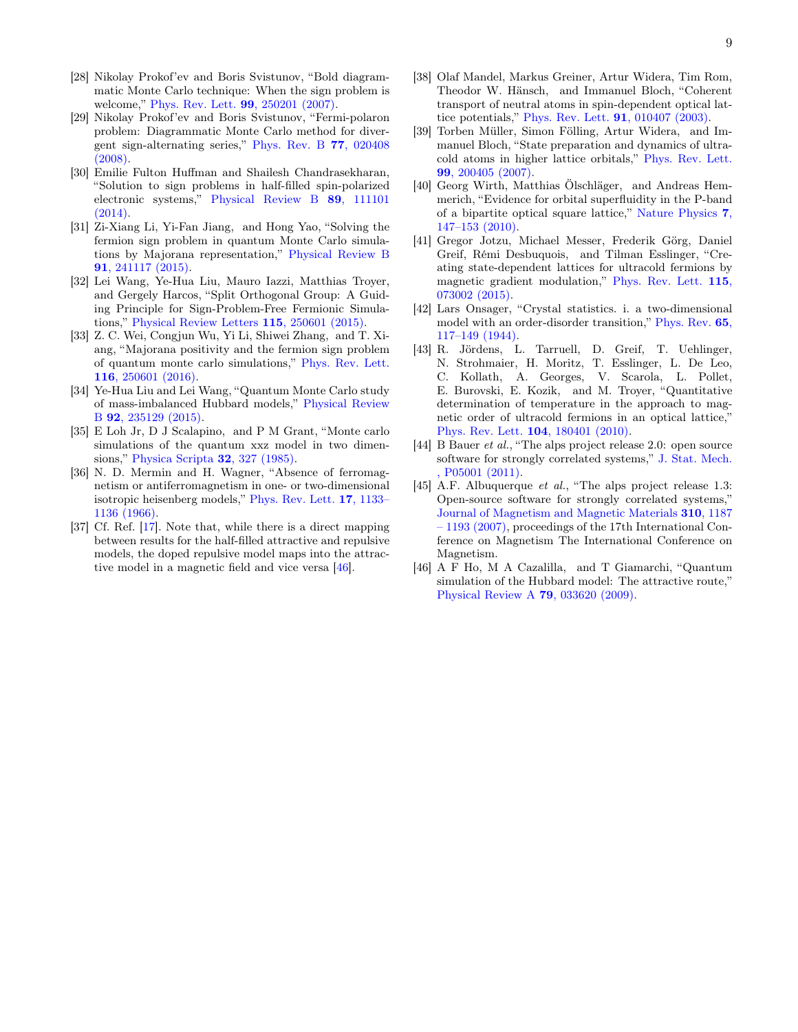[28] Nikolay Prokof'ev and Boris Svistunov, "Bold diagrammatic Monte Carlo technique: When the sign problem is welcome," Phys. Rev. Lett. **99**, 250201 (2007).

[29] Nikolay Prokof'ev and Boris Svistunov, "Fermi-polaron problem: Diagrammatic Monte Carlo method for divergent sign-alternating series," Phys. Rev. B **77**, 020408 (2008).

[30] Emilie Fulton Huffman and Shailesh Chandrasekharan, "Solution to sign problems in half-filled spin-polarized electronic systems," Physical Review B **89**, 111101 (2014).

[31] Zi-Xiang Li, Yi-Fan Jiang, and Hong Yao, "Solving the fermion sign problem in quantum Monte Carlo simulations by Majorana representation," Physical Review B **91**, 241117 (2015).

[32] Lei Wang, Ye-Hua Liu, Mauro Iazzi, Matthias Troyer, and Gergely Harcos, "Split Orthogonal Group: A Guiding Principle for Sign-Problem-Free Fermionic Simulations," Physical Review Letters **115**, 250601 (2015).

[33] Z. C. Wei, Congjun Wu, Yi Li, Shiwei Zhang, and T. Xiang, "Majorana positivity and the fermion sign problem of quantum monte carlo simulations," Phys. Rev. Lett. **116**, 250601 (2016).

[34] Ye-Hua Liu and Lei Wang, "Quantum Monte Carlo study of mass-imbalanced Hubbard models," Physical Review B **92**, 235129 (2015).

[35] E Loh Jr, D J Scalapino, and P M Grant, "Monte carlo simulations of the quantum xxz model in two dimensions," Physica Scripta **32**, 327 (1985).

[36] N. D. Mermin and H. Wagner, "Absence of ferromagnetism or antiferromagnetism in one- or two-dimensional isotropic heisenberg models," Phys. Rev. Lett. **17**, 1133–1136 (1966).

[37] Cf. Ref. [17]. Note that, while there is a direct mapping between results for the half-filled attractive and repulsive models, the doped repulsive model maps into the attractive model in a magnetic field and vice versa [46].

[38] Olaf Mandel, Markus Greiner, Artur Widera, Tim Rom, Theodor W. Hänsch, and Immanuel Bloch, "Coherent transport of neutral atoms in spin-dependent optical lattice potentials," Phys. Rev. Lett. **91**, 010407 (2003).

[39] Torben Müller, Simon Fölling, Artur Widera, and Immanuel Bloch, "State preparation and dynamics of ultracold atoms in higher lattice orbitals," Phys. Rev. Lett. **99**, 200405 (2007).

[40] Georg Wirth, Matthias Ölschläger, and Andreas Hemmerich, "Evidence for orbital superfluidity in the P-band of a bipartite optical square lattice," Nature Physics **7**, 147–153 (2010).

[41] Gregor Jotzu, Michael Messer, Frederik Görg, Daniel Greif, Rémi Desbuquois, and Tilman Esslinger, "Creating state-dependent lattices for ultracold fermions by magnetic gradient modulation," Phys. Rev. Lett. **115**, 073002 (2015).

[42] Lars Onsager, "Crystal statistics. i. a two-dimensional model with an order-disorder transition," Phys. Rev. **65**, 117–149 (1944).

[43] R. Jördens, L. Tarruell, D. Greif, T. Uehlinger, N. Strohmaier, H. Moritz, T. Esslinger, L. De Leo, C. Kollath, A. Georges, V. Scarola, L. Pollet, E. Burovski, E. Kozik, and M. Troyer, "Quantitative determination of temperature in the approach to magnetic order of ultracold fermions in an optical lattice," Phys. Rev. Lett. **104**, 180401 (2010).

[44] B Bauer *et al.*, "The alps project release 2.0: open source software for strongly correlated systems," J. Stat. Mech. , P05001 (2011).

[45] A.F. Albuquerque *et al.*, "The alps project release 1.3: Open-source software for strongly correlated systems," Journal of Magnetism and Magnetic Materials **310**, 1187 – 1193 (2007), proceedings of the 17th International Conference on Magnetism The International Conference on Magnetism.

[46] A F Ho, M A Cazalilla, and T Giamarchi, "Quantum simulation of the Hubbard model: The attractive route," Physical Review A **79**, 033620 (2009).